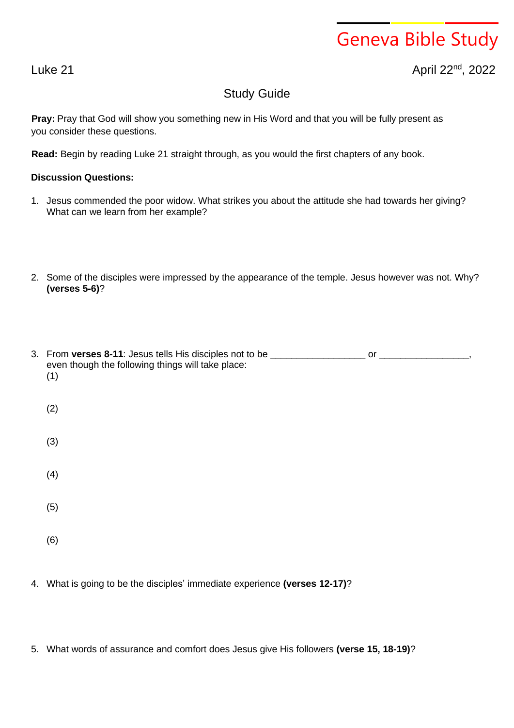# Geneva Bible Study

Luke 21

April 22nd, 2022

## Study Guide

**Pray:** Pray that God will show you something new in His Word and that you will be fully present as you consider these questions.

**Read:** Begin by reading Luke 21 straight through, as you would the first chapters of any book.

**Discussion Questions:**

1. Jesus commended the poor widow. What strikes you about the attitude she had towards her giving? What can we learn from her example?

2. Some of the disciples were impressed by the appearance of the temple. Jesus however was not. Why? **(verses 5-6)**?

3. From **verses 8-11**: Jesus tells His disciples not to be __________________ or _________________, even though the following things will take place:
   (1)

   (2)

   (3)

   (4)

   (5)

   (6)

4. What is going to be the disciples' immediate experience **(verses 12-17)**?

5. What words of assurance and comfort does Jesus give His followers **(verse 15, 18-19)**?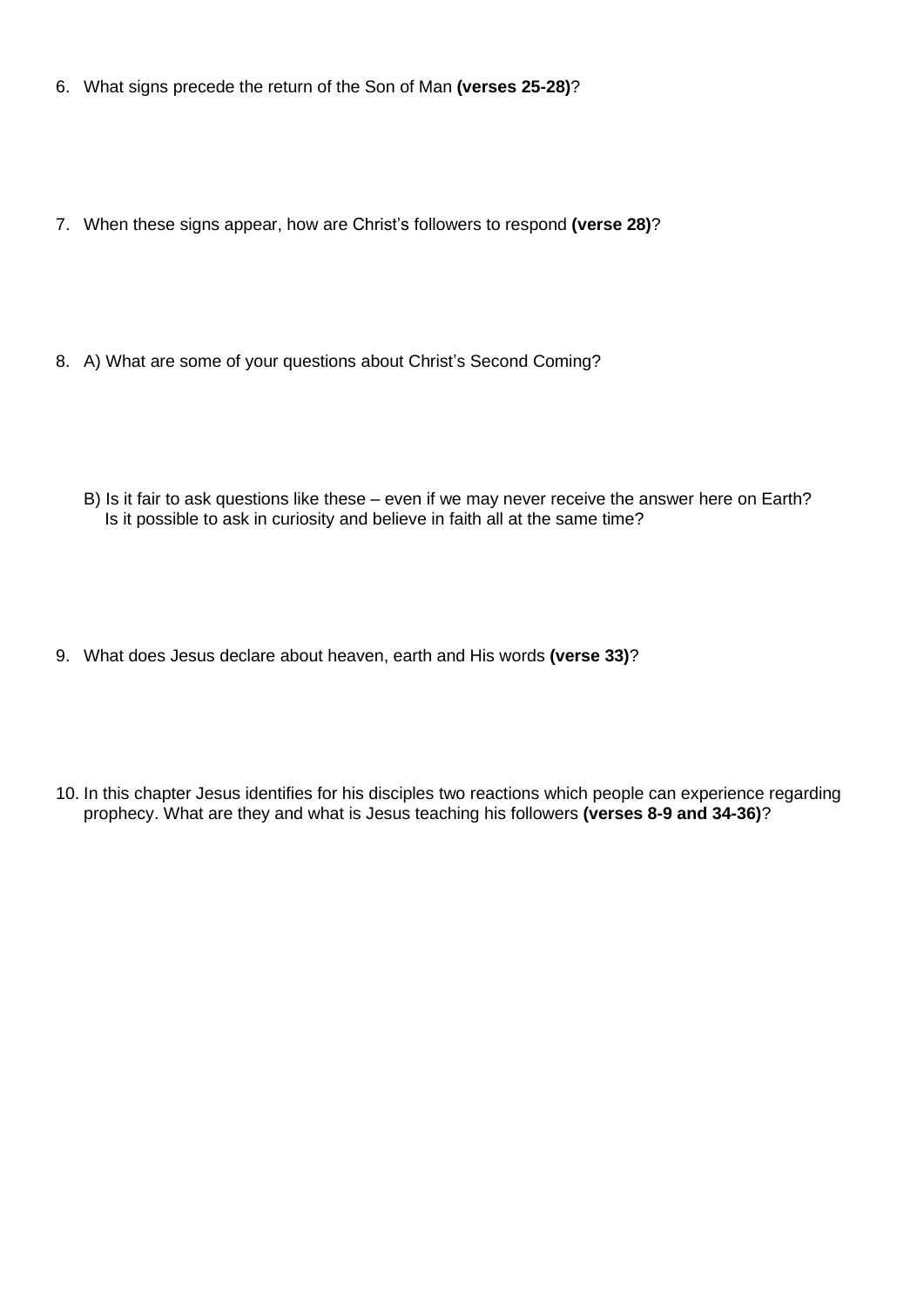6. What signs precede the return of the Son of Man **(verses 25-28)**?

7. When these signs appear, how are Christ's followers to respond **(verse 28)**?

8. A) What are some of your questions about Christ's Second Coming?

   B) Is it fair to ask questions like these – even if we may never receive the answer here on Earth? Is it possible to ask in curiosity and believe in faith all at the same time?

9. What does Jesus declare about heaven, earth and His words **(verse 33)**?

10. In this chapter Jesus identifies for his disciples two reactions which people can experience regarding prophecy. What are they and what is Jesus teaching his followers **(verses 8-9 and 34-36)**?